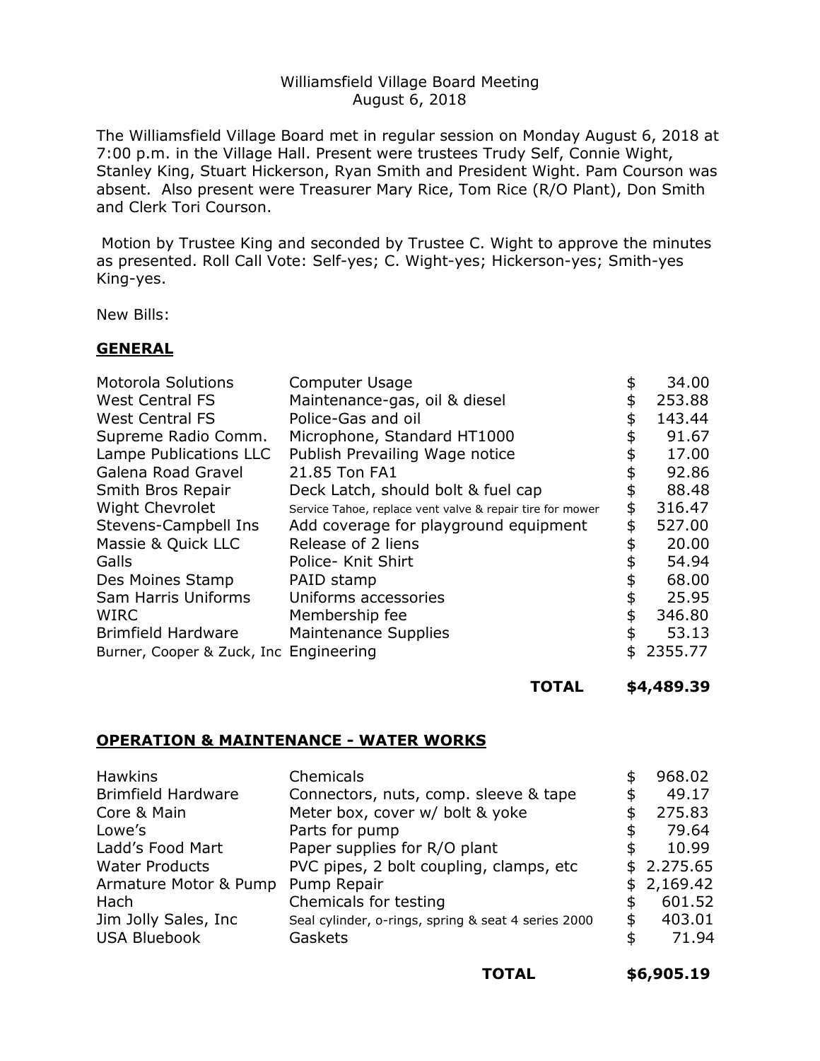Williamsfield Village Board Meeting
August 6, 2018

The Williamsfield Village Board met in regular session on Monday August 6, 2018 at 7:00 p.m. in the Village Hall. Present were trustees Trudy Self, Connie Wight, Stanley King, Stuart Hickerson, Ryan Smith and President Wight. Pam Courson was absent. Also present were Treasurer Mary Rice, Tom Rice (R/O Plant), Don Smith and Clerk Tori Courson.

Motion by Trustee King and seconded by Trustee C. Wight to approve the minutes as presented. Roll Call Vote: Self-yes; C. Wight-yes; Hickerson-yes; Smith-yes King-yes.

New Bills:

## **GENERAL**

| | | |
|---|---|---|
| Motorola Solutions | Computer Usage | $ 34.00 |
| West Central FS | Maintenance-gas, oil & diesel | $ 253.88 |
| West Central FS | Police-Gas and oil | $ 143.44 |
| Supreme Radio Comm. | Microphone, Standard HT1000 | $ 91.67 |
| Lampe Publications LLC | Publish Prevailing Wage notice | $ 17.00 |
| Galena Road Gravel | 21.85 Ton FA1 | $ 92.86 |
| Smith Bros Repair | Deck Latch, should bolt & fuel cap | $ 88.48 |
| Wight Chevrolet | Service Tahoe, replace vent valve & repair tire for mower | $ 316.47 |
| Stevens-Campbell Ins | Add coverage for playground equipment | $ 527.00 |
| Massie & Quick LLC | Release of 2 liens | $ 20.00 |
| Galls | Police- Knit Shirt | $ 54.94 |
| Des Moines Stamp | PAID stamp | $ 68.00 |
| Sam Harris Uniforms | Uniforms accessories | $ 25.95 |
| WIRC | Membership fee | $ 346.80 |
| Brimfield Hardware | Maintenance Supplies | $ 53.13 |
| Burner, Cooper & Zuck, Inc | Engineering | $ 2355.77 |
| | **TOTAL** | **$4,489.39** |

## **OPERATION & MAINTENANCE - WATER WORKS**

| | | |
|---|---|---|
| Hawkins | Chemicals | $ 968.02 |
| Brimfield Hardware | Connectors, nuts, comp. sleeve & tape | $ 49.17 |
| Core & Main | Meter box, cover w/ bolt & yoke | $ 275.83 |
| Lowe's | Parts for pump | $ 79.64 |
| Ladd's Food Mart | Paper supplies for R/O plant | $ 10.99 |
| Water Products | PVC pipes, 2 bolt coupling, clamps, etc | $ 2.275.65 |
| Armature Motor & Pump | Pump Repair | $ 2,169.42 |
| Hach | Chemicals for testing | $ 601.52 |
| Jim Jolly Sales, Inc | Seal cylinder, o-rings, spring & seat 4 series 2000 | $ 403.01 |
| USA Bluebook | Gaskets | $ 71.94 |
| | **TOTAL** | **$6,905.19** |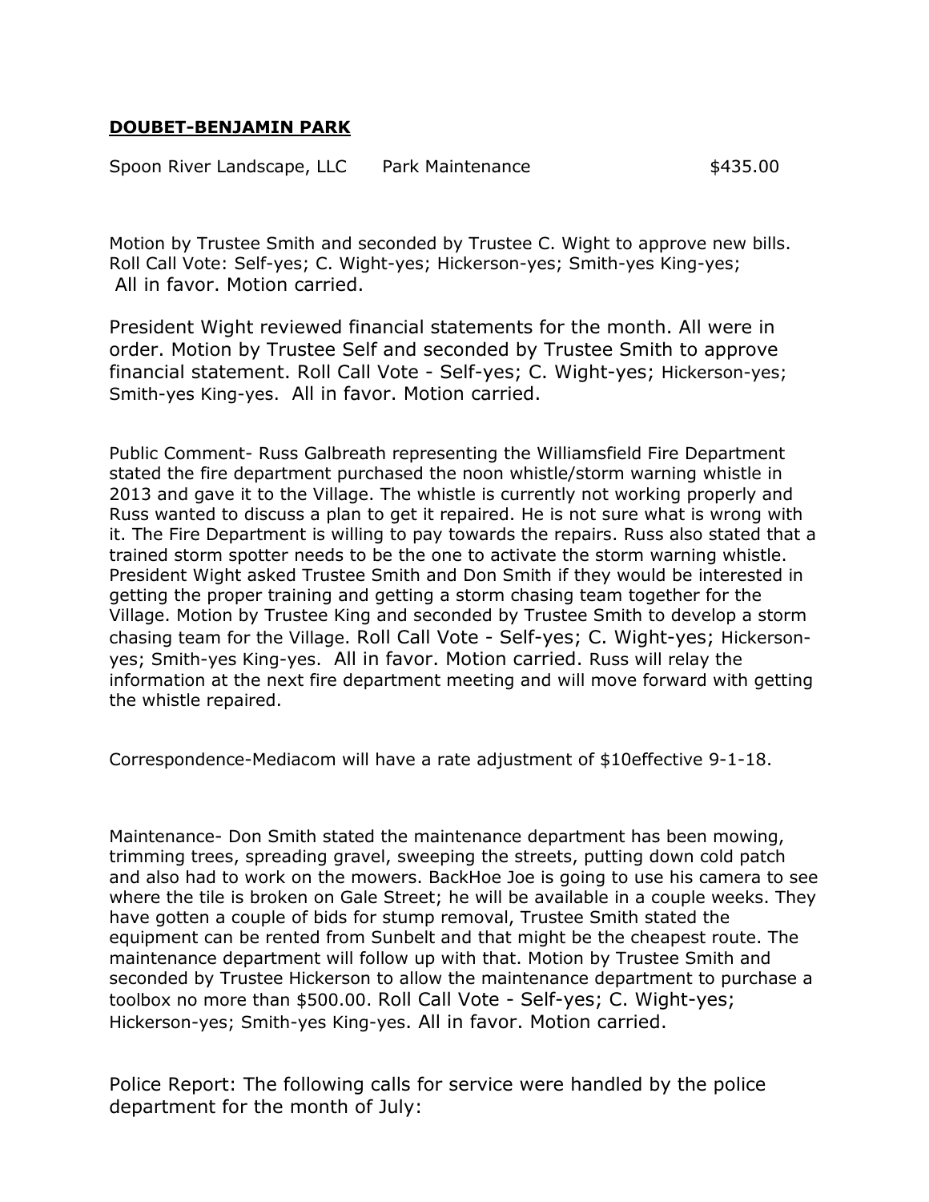**DOUBET-BENJAMIN PARK**

| | | |
|---|---|---|
| Spoon River Landscape, LLC | Park Maintenance | $435.00 |

Motion by Trustee Smith and seconded by Trustee C. Wight to approve new bills. Roll Call Vote: Self-yes; C. Wight-yes; Hickerson-yes; Smith-yes King-yes; All in favor. Motion carried.

President Wight reviewed financial statements for the month. All were in order. Motion by Trustee Self and seconded by Trustee Smith to approve financial statement. Roll Call Vote - Self-yes; C. Wight-yes; Hickerson-yes; Smith-yes King-yes. All in favor. Motion carried.

Public Comment- Russ Galbreath representing the Williamsfield Fire Department stated the fire department purchased the noon whistle/storm warning whistle in 2013 and gave it to the Village. The whistle is currently not working properly and Russ wanted to discuss a plan to get it repaired. He is not sure what is wrong with it. The Fire Department is willing to pay towards the repairs. Russ also stated that a trained storm spotter needs to be the one to activate the storm warning whistle. President Wight asked Trustee Smith and Don Smith if they would be interested in getting the proper training and getting a storm chasing team together for the Village. Motion by Trustee King and seconded by Trustee Smith to develop a storm chasing team for the Village. Roll Call Vote - Self-yes; C. Wight-yes; Hickerson-yes; Smith-yes King-yes. All in favor. Motion carried. Russ will relay the information at the next fire department meeting and will move forward with getting the whistle repaired.

Correspondence-Mediacom will have a rate adjustment of $10effective 9-1-18.

Maintenance- Don Smith stated the maintenance department has been mowing, trimming trees, spreading gravel, sweeping the streets, putting down cold patch and also had to work on the mowers. BackHoe Joe is going to use his camera to see where the tile is broken on Gale Street; he will be available in a couple weeks. They have gotten a couple of bids for stump removal, Trustee Smith stated the equipment can be rented from Sunbelt and that might be the cheapest route. The maintenance department will follow up with that. Motion by Trustee Smith and seconded by Trustee Hickerson to allow the maintenance department to purchase a toolbox no more than $500.00. Roll Call Vote - Self-yes; C. Wight-yes; Hickerson-yes; Smith-yes King-yes. All in favor. Motion carried.

Police Report: The following calls for service were handled by the police department for the month of July: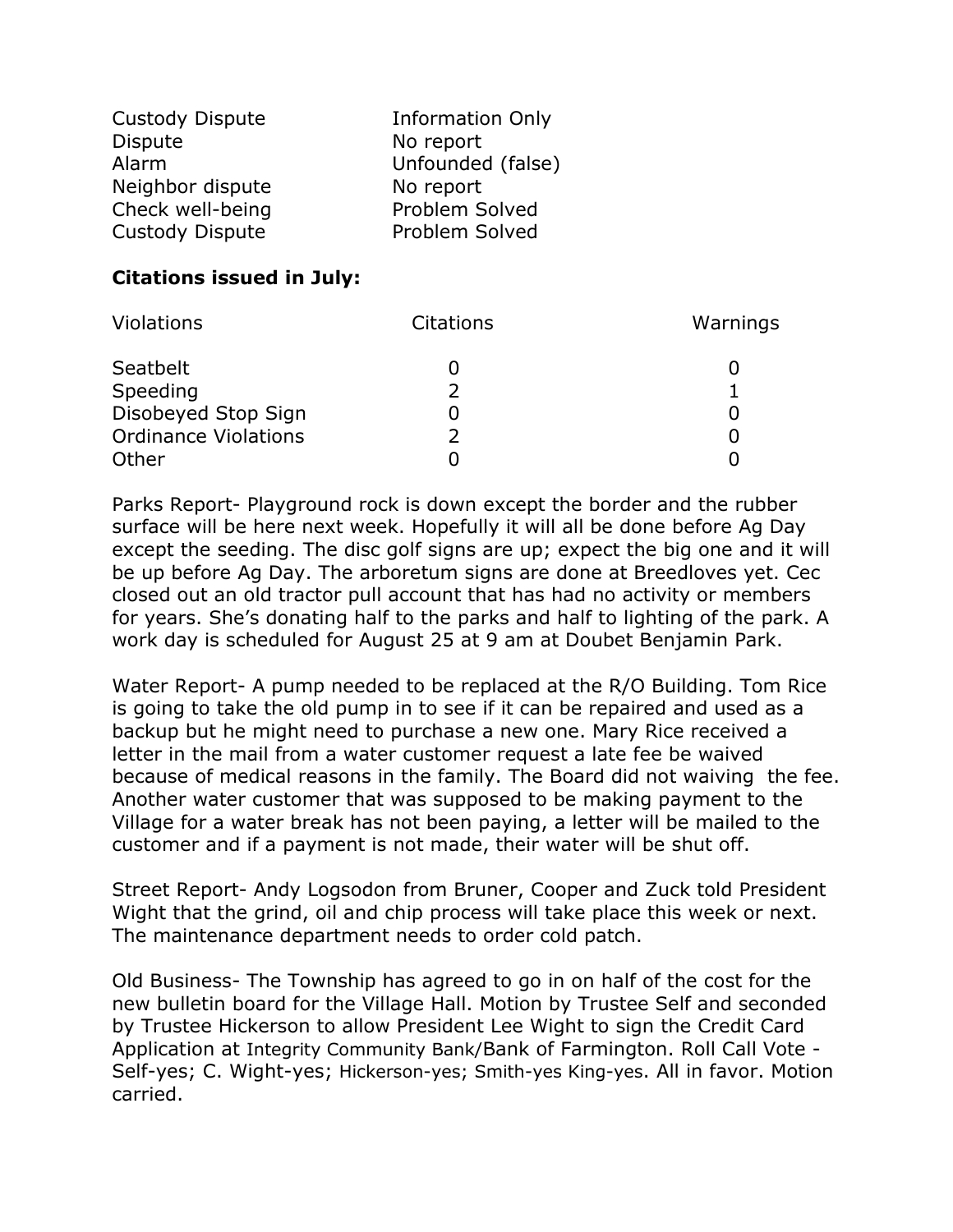| | |
|---|---|
| Custody Dispute | Information Only |
| Dispute | No report |
| Alarm | Unfounded (false) |
| Neighbor dispute | No report |
| Check well-being | Problem Solved |
| Custody Dispute | Problem Solved |

**Citations issued in July:**

| Violations | Citations | Warnings |
|---|---|---|
| Seatbelt | 0 | 0 |
| Speeding | 2 | 1 |
| Disobeyed Stop Sign | 0 | 0 |
| Ordinance Violations | 2 | 0 |
| Other | 0 | 0 |

Parks Report- Playground rock is down except the border and the rubber surface will be here next week. Hopefully it will all be done before Ag Day except the seeding. The disc golf signs are up; expect the big one and it will be up before Ag Day. The arboretum signs are done at Breedloves yet. Cec closed out an old tractor pull account that has had no activity or members for years. She's donating half to the parks and half to lighting of the park. A work day is scheduled for August 25 at 9 am at Doubet Benjamin Park.

Water Report- A pump needed to be replaced at the R/O Building. Tom Rice is going to take the old pump in to see if it can be repaired and used as a backup but he might need to purchase a new one. Mary Rice received a letter in the mail from a water customer request a late fee be waived because of medical reasons in the family. The Board did not waiving the fee. Another water customer that was supposed to be making payment to the Village for a water break has not been paying, a letter will be mailed to the customer and if a payment is not made, their water will be shut off.

Street Report- Andy Logsodon from Bruner, Cooper and Zuck told President Wight that the grind, oil and chip process will take place this week or next. The maintenance department needs to order cold patch.

Old Business- The Township has agreed to go in on half of the cost for the new bulletin board for the Village Hall. Motion by Trustee Self and seconded by Trustee Hickerson to allow President Lee Wight to sign the Credit Card Application at Integrity Community Bank/Bank of Farmington. Roll Call Vote - Self-yes; C. Wight-yes; Hickerson-yes; Smith-yes King-yes. All in favor. Motion carried.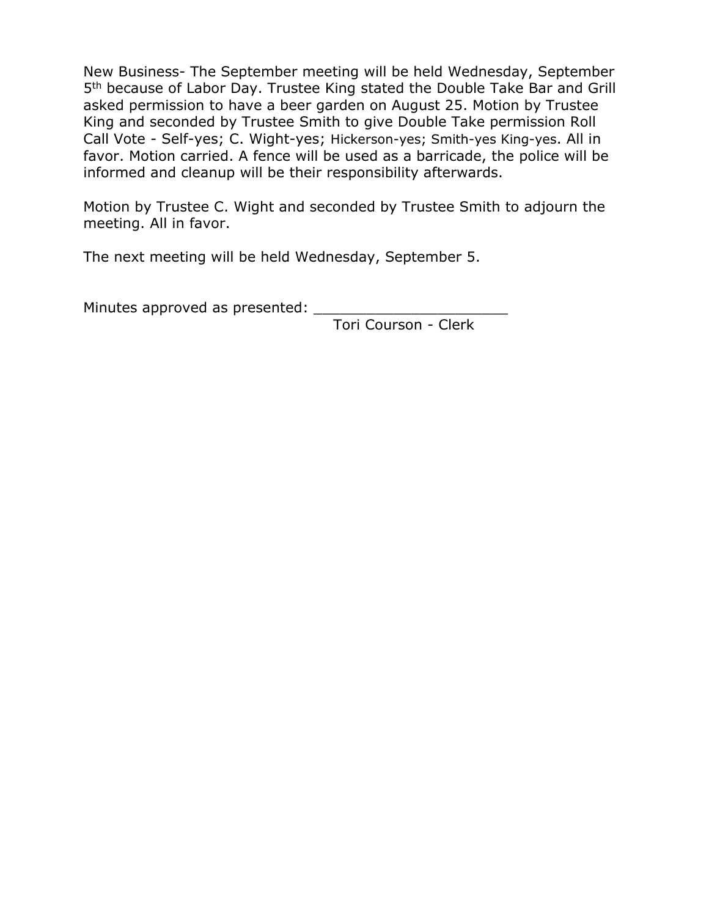New Business- The September meeting will be held Wednesday, September 5th because of Labor Day. Trustee King stated the Double Take Bar and Grill asked permission to have a beer garden on August 25. Motion by Trustee King and seconded by Trustee Smith to give Double Take permission Roll Call Vote - Self-yes; C. Wight-yes; Hickerson-yes; Smith-yes King-yes. All in favor. Motion carried. A fence will be used as a barricade, the police will be informed and cleanup will be their responsibility afterwards.

Motion by Trustee C. Wight and seconded by Trustee Smith to adjourn the meeting. All in favor.

The next meeting will be held Wednesday, September 5.

Minutes approved as presented: ______________________

Tori Courson - Clerk